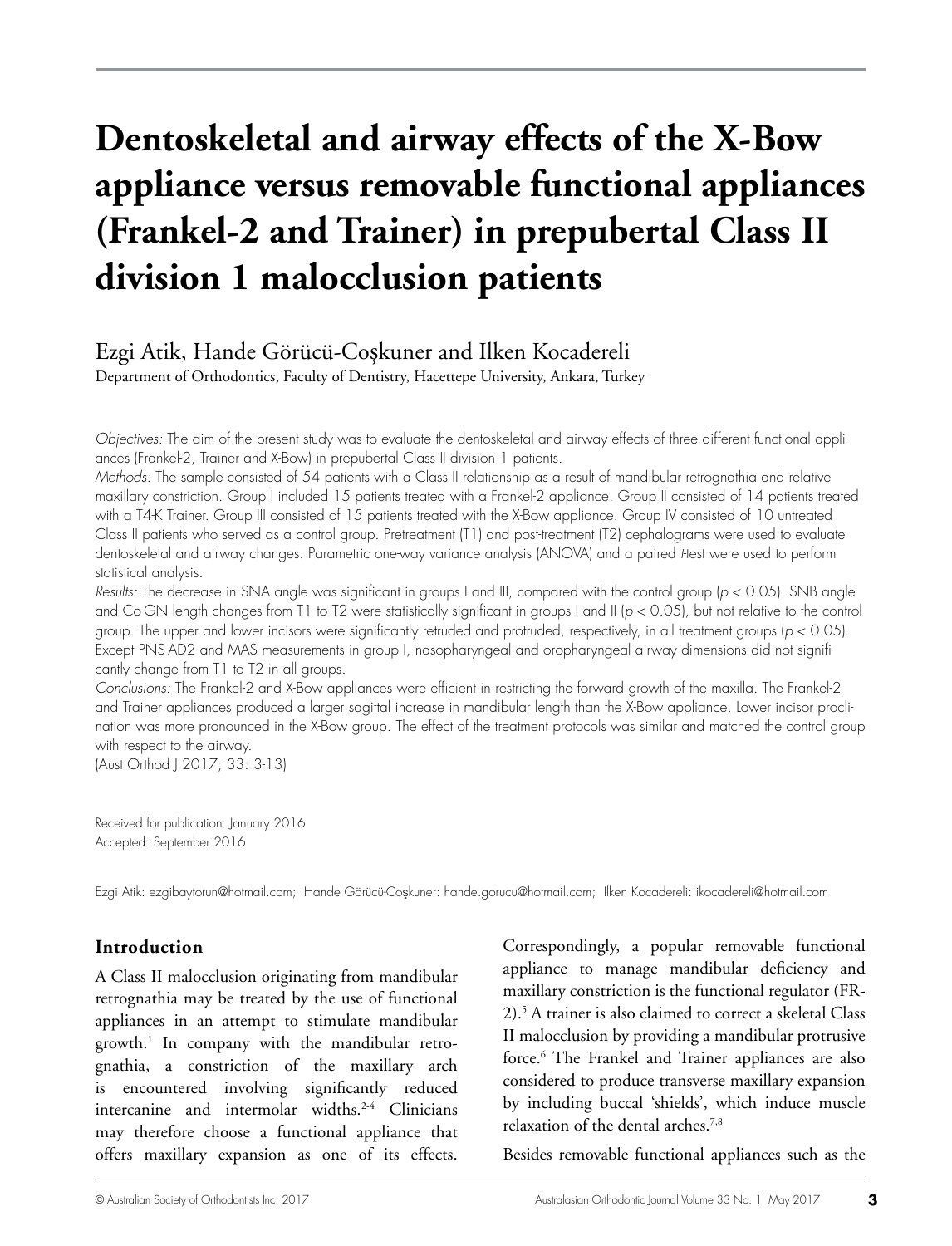# Dentoskeletal and airway effects of the X-Bow appliance versus removable functional appliances (Frankel-2 and Trainer) in prepubertal Class II division 1 malocclusion patients

Ezgi Atik, Hande Görücü-Coşkuner and Ilken Kocadereli

Department of Orthodontics, Faculty of Dentistry, Hacettepe University, Ankara, Turkey

*Objectives:* The aim of the present study was to evaluate the dentoskeletal and airway effects of three different functional appliances (Frankel-2, Trainer and X-Bow) in prepubertal Class II division 1 patients.

*Methods:* The sample consisted of 54 patients with a Class II relationship as a result of mandibular retrognathia and relative maxillary constriction. Group I included 15 patients treated with a Frankel-2 appliance. Group II consisted of 14 patients treated with a T4-K Trainer. Group III consisted of 15 patients treated with the X-Bow appliance. Group IV consisted of 10 untreated Class II patients who served as a control group. Pretreatment (T1) and post-treatment (T2) cephalograms were used to evaluate dentoskeletal and airway changes. Parametric one-way variance analysis (ANOVA) and a paired *t*-test were used to perform statistical analysis.

*Results:* The decrease in SNA angle was significant in groups I and III, compared with the control group ($p < 0.05$). SNB angle and Co-GN length changes from T1 to T2 were statistically significant in groups I and II ($p < 0.05$), but not relative to the control group. The upper and lower incisors were significantly retruded and protruded, respectively, in all treatment groups ($p < 0.05$). Except PNS-AD2 and MAS measurements in group I, nasopharyngeal and oropharyngeal airway dimensions did not significantly change from T1 to T2 in all groups.

*Conclusions:* The Frankel-2 and X-Bow appliances were efficient in restricting the forward growth of the maxilla. The Frankel-2 and Trainer appliances produced a larger sagittal increase in mandibular length than the X-Bow appliance. Lower incisor proclination was more pronounced in the X-Bow group. The effect of the treatment protocols was similar and matched the control group with respect to the airway.

(Aust Orthod J 2017; 33: 3-13)

Received for publication: January 2016
Accepted: September 2016

Ezgi Atik: ezgibaytorun@hotmail.com; Hande Görücü-Coşkuner: hande.gorucu@hotmail.com; Ilken Kocadereli: ikocadereli@hotmail.com

## Introduction

A Class II malocclusion originating from mandibular retrognathia may be treated by the use of functional appliances in an attempt to stimulate mandibular growth.[1] In company with the mandibular retrognathia, a constriction of the maxillary arch is encountered involving significantly reduced intercanine and intermolar widths.[2-4] Clinicians may therefore choose a functional appliance that offers maxillary expansion as one of its effects. Correspondingly, a popular removable functional appliance to manage mandibular deficiency and maxillary constriction is the functional regulator (FR-2).[5] A trainer is also claimed to correct a skeletal Class II malocclusion by providing a mandibular protrusive force.[6] The Frankel and Trainer appliances are also considered to produce transverse maxillary expansion by including buccal 'shields', which induce muscle relaxation of the dental arches.[7,8]

Besides removable functional appliances such as the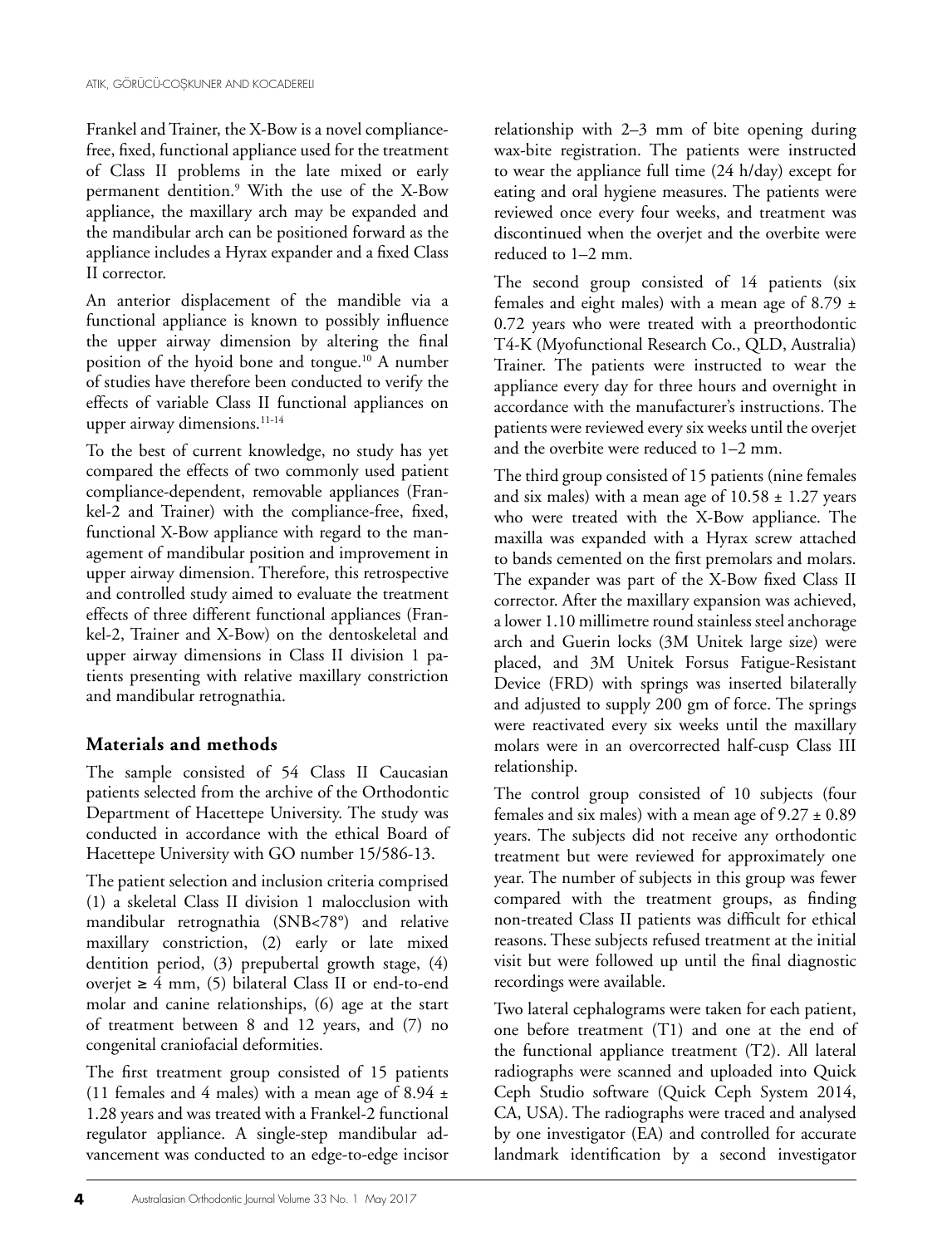Frankel and Trainer, the X-Bow is a novel compliance-free, fixed, functional appliance used for the treatment of Class II problems in the late mixed or early permanent dentition.[9] With the use of the X-Bow appliance, the maxillary arch may be expanded and the mandibular arch can be positioned forward as the appliance includes a Hyrax expander and a fixed Class II corrector.

An anterior displacement of the mandible via a functional appliance is known to possibly influence the upper airway dimension by altering the final position of the hyoid bone and tongue.[10] A number of studies have therefore been conducted to verify the effects of variable Class II functional appliances on upper airway dimensions.[11-14]

To the best of current knowledge, no study has yet compared the effects of two commonly used patient compliance-dependent, removable appliances (Frankel-2 and Trainer) with the compliance-free, fixed, functional X-Bow appliance with regard to the management of mandibular position and improvement in upper airway dimension. Therefore, this retrospective and controlled study aimed to evaluate the treatment effects of three different functional appliances (Frankel-2, Trainer and X-Bow) on the dentoskeletal and upper airway dimensions in Class II division 1 patients presenting with relative maxillary constriction and mandibular retrognathia.

## Materials and methods

The sample consisted of 54 Class II Caucasian patients selected from the archive of the Orthodontic Department of Hacettepe University. The study was conducted in accordance with the ethical Board of Hacettepe University with GO number 15/586-13.

The patient selection and inclusion criteria comprised (1) a skeletal Class II division 1 malocclusion with mandibular retrognathia (SNB<78°) and relative maxillary constriction, (2) early or late mixed dentition period, (3) prepubertal growth stage, (4) overjet ≥ 4 mm, (5) bilateral Class II or end-to-end molar and canine relationships, (6) age at the start of treatment between 8 and 12 years, and (7) no congenital craniofacial deformities.

The first treatment group consisted of 15 patients (11 females and 4 males) with a mean age of 8.94 ± 1.28 years and was treated with a Frankel-2 functional regulator appliance. A single-step mandibular advancement was conducted to an edge-to-edge incisor relationship with 2–3 mm of bite opening during wax-bite registration. The patients were instructed to wear the appliance full time (24 h/day) except for eating and oral hygiene measures. The patients were reviewed once every four weeks, and treatment was discontinued when the overjet and the overbite were reduced to 1–2 mm.

The second group consisted of 14 patients (six females and eight males) with a mean age of 8.79 ± 0.72 years who were treated with a preorthodontic T4-K (Myofunctional Research Co., QLD, Australia) Trainer. The patients were instructed to wear the appliance every day for three hours and overnight in accordance with the manufacturer's instructions. The patients were reviewed every six weeks until the overjet and the overbite were reduced to 1–2 mm.

The third group consisted of 15 patients (nine females and six males) with a mean age of 10.58 ± 1.27 years who were treated with the X-Bow appliance. The maxilla was expanded with a Hyrax screw attached to bands cemented on the first premolars and molars. The expander was part of the X-Bow fixed Class II corrector. After the maxillary expansion was achieved, a lower 1.10 millimetre round stainless steel anchorage arch and Guerin locks (3M Unitek large size) were placed, and 3M Unitek Forsus Fatigue-Resistant Device (FRD) with springs was inserted bilaterally and adjusted to supply 200 gm of force. The springs were reactivated every six weeks until the maxillary molars were in an overcorrected half-cusp Class III relationship.

The control group consisted of 10 subjects (four females and six males) with a mean age of 9.27 ± 0.89 years. The subjects did not receive any orthodontic treatment but were reviewed for approximately one year. The number of subjects in this group was fewer compared with the treatment groups, as finding non-treated Class II patients was difficult for ethical reasons. These subjects refused treatment at the initial visit but were followed up until the final diagnostic recordings were available.

Two lateral cephalograms were taken for each patient, one before treatment (T1) and one at the end of the functional appliance treatment (T2). All lateral radiographs were scanned and uploaded into Quick Ceph Studio software (Quick Ceph System 2014, CA, USA). The radiographs were traced and analysed by one investigator (EA) and controlled for accurate landmark identification by a second investigator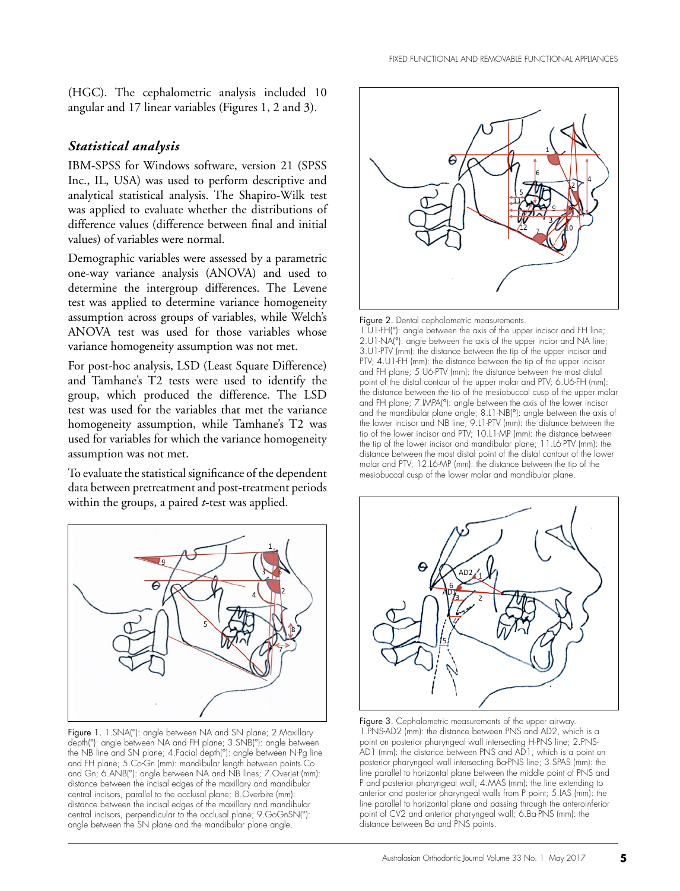(HGC). The cephalometric analysis included 10 angular and 17 linear variables (Figures 1, 2 and 3).

### *Statistical analysis*

IBM-SPSS for Windows software, version 21 (SPSS Inc., IL, USA) was used to perform descriptive and analytical statistical analysis. The Shapiro-Wilk test was applied to evaluate whether the distributions of difference values (difference between final and initial values) of variables were normal.

Demographic variables were assessed by a parametric one-way variance analysis (ANOVA) and used to determine the intergroup differences. The Levene test was applied to determine variance homogeneity assumption across groups of variables, while Welch's ANOVA test was used for those variables whose variance homogeneity assumption was not met.

For post-hoc analysis, LSD (Least Square Difference) and Tamhane's T2 tests were used to identify the group, which produced the difference. The LSD test was used for the variables that met the variance homogeneity assumption, while Tamhane's T2 was used for variables for which the variance homogeneity assumption was not met.

To evaluate the statistical significance of the dependent data between pretreatment and post-treatment periods within the groups, a paired *t*-test was applied.

Figure 1. 1.SNA(°): angle between NA and SN plane; 2.Maxillary depth(°): angle between NA and FH plane; 3.SNB(°): angle between the NB line and SN plane; 4.Facial depth(°): angle between N-Pg line and FH plane; 5.Co-Gn (mm): mandibular length between points Co and Gn; 6.ANB(°): angle between NA and NB lines; 7.Overjet (mm): distance between the incisal edges of the maxillary and mandibular central incisors, parallel to the occlusal plane; 8.Overbite (mm): distance between the incisal edges of the maxillary and mandibular central incisors, perpendicular to the occlusal plane; 9.GoGnSN(°): angle between the SN plane and the mandibular plane angle.

Figure 2. Dental cephalometric measurements.
1.U1-FH(°): angle between the axis of the upper incisor and FH line; 2.U1-NA(°): angle between the axis of the upper incior and NA line; 3.U1-PTV (mm): the distance between the tip of the upper incisor and PTV; 4.U1-FH (mm): the distance between the tip of the upper incisor and FH plane; 5.U6-PTV (mm): the distance between the most distal point of the distal contour of the upper molar and PTV; 6.U6-FH (mm): the distance between the tip of the mesiobuccal cusp of the upper molar and FH plane; 7.IMPA(°): angle between the axis of the lower incisor and the mandibular plane angle; 8.L1-NB(°): angle between the axis of the lower incisor and NB line; 9.L1-PTV (mm): the distance between the tip of the lower incisor and PTV; 10.L1-MP (mm): the distance between the tip of the lower incisor and mandibular plane; 11.L6-PTV (mm): the distance between the most distal point of the distal contour of the lower molar and PTV; 12.L6-MP (mm): the distance between the tip of the mesiobuccal cusp of the lower molar and mandibular plane.

Figure 3. Cephalometric measurements of the upper airway.
1.PNS-AD2 (mm): the distance between PNS and AD2, which is a point on posterior pharyngeal wall intersecting H-PNS line; 2.PNS-AD1 (mm): the distance between PNS and AD1, which is a point on posterior pharyngeal wall intersecting Ba-PNS line; 3.SPAS (mm): the line parallel to horizontal plane between the middle point of PNS and P and posterior pharyngeal wall; 4.MAS (mm): the line extending to anterior and posterior pharyngeal walls from P point; 5.IAS (mm): the line parallel to horizontal plane and passing through the anteroinferior point of CV2 and anterior pharyngeal wall; 6.Ba-PNS (mm): the distance between Ba and PNS points.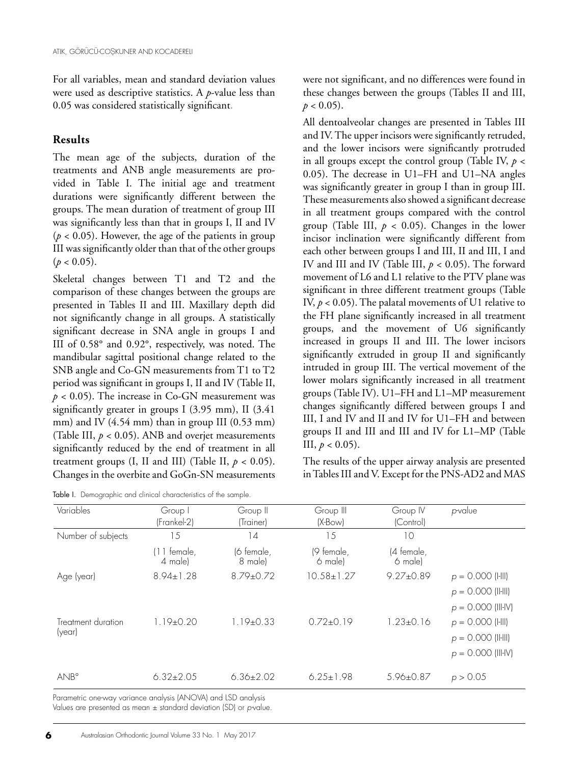For all variables, mean and standard deviation values were used as descriptive statistics. A $p$-value less than 0.05 was considered statistically significant.

## Results

The mean age of the subjects, duration of the treatments and ANB angle measurements are provided in Table I. The initial age and treatment durations were significantly different between the groups. The mean duration of treatment of group III was significantly less than that in groups I, II and IV ($p < 0.05$). However, the age of the patients in group III was significantly older than that of the other groups ($p < 0.05$).

Skeletal changes between T1 and T2 and the comparison of these changes between the groups are presented in Tables II and III. Maxillary depth did not significantly change in all groups. A statistically significant decrease in SNA angle in groups I and III of 0.58° and 0.92°, respectively, was noted. The mandibular sagittal positional change related to the SNB angle and Co-GN measurements from T1 to T2 period was significant in groups I, II and IV (Table II, $p < 0.05$). The increase in Co-GN measurement was significantly greater in groups I (3.95 mm), II (3.41 mm) and IV (4.54 mm) than in group III (0.53 mm) (Table III, $p < 0.05$). ANB and overjet measurements significantly reduced by the end of treatment in all treatment groups (I, II and III) (Table II, $p < 0.05$). Changes in the overbite and GoGn-SN measurements were not significant, and no differences were found in these changes between the groups (Tables II and III, $p < 0.05$).

All dentoalveolar changes are presented in Tables III and IV. The upper incisors were significantly retruded, and the lower incisors were significantly protruded in all groups except the control group (Table IV, $p < 0.05$). The decrease in U1–FH and U1–NA angles was significantly greater in group I than in group III. These measurements also showed a significant decrease in all treatment groups compared with the control group (Table III, $p < 0.05$). Changes in the lower incisor inclination were significantly different from each other between groups I and III, II and III, I and IV and III and IV (Table III, $p < 0.05$). The forward movement of L6 and L1 relative to the PTV plane was significant in three different treatment groups (Table IV, $p < 0.05$). The palatal movements of U1 relative to the FH plane significantly increased in all treatment groups, and the movement of U6 significantly increased in groups II and III. The lower incisors significantly extruded in group II and significantly intruded in group III. The vertical movement of the lower molars significantly increased in all treatment groups (Table IV). U1–FH and L1–MP measurement changes significantly differed between groups I and III, I and IV and II and IV for U1–FH and between groups II and III and III and IV for L1–MP (Table III, $p < 0.05$).

The results of the upper airway analysis are presented in Tables III and V. Except for the PNS-AD2 and MAS

Table I. Demographic and clinical characteristics of the sample.

| Variables | Group I (Frankel-2) | Group II (Trainer) | Group III (X-Bow) | Group IV (Control) | $p$-value |
|---|---|---|---|---|---|
| Number of subjects | 15 | 14 | 15 | 10 | |
| | (11 female, 4 male) | (6 female, 8 male) | (9 female, 6 male) | (4 female, 6 male) | |
| Age (year) | 8.94±1.28 | 8.79±0.72 | 10.58±1.27 | 9.27±0.89 | $p$ = 0.000 (I-III) |
| | | | | | $p$ = 0.000 (II-III) |
| | | | | | $p$ = 0.000 (III-IV) |
| Treatment duration (year) | 1.19±0.20 | 1.19±0.33 | 0.72±0.19 | 1.23±0.16 | $p$ = 0.000 (I-III) |
| | | | | | $p$ = 0.000 (II-III) |
| | | | | | $p$ = 0.000 (III-IV) |
| ANB° | 6.32±2.05 | 6.36±2.02 | 6.25±1.98 | 5.96±0.87 | $p > 0.05$ |

Parametric one-way variance analysis (ANOVA) and LSD analysis
Values are presented as mean ± standard deviation (SD) or $p$-value.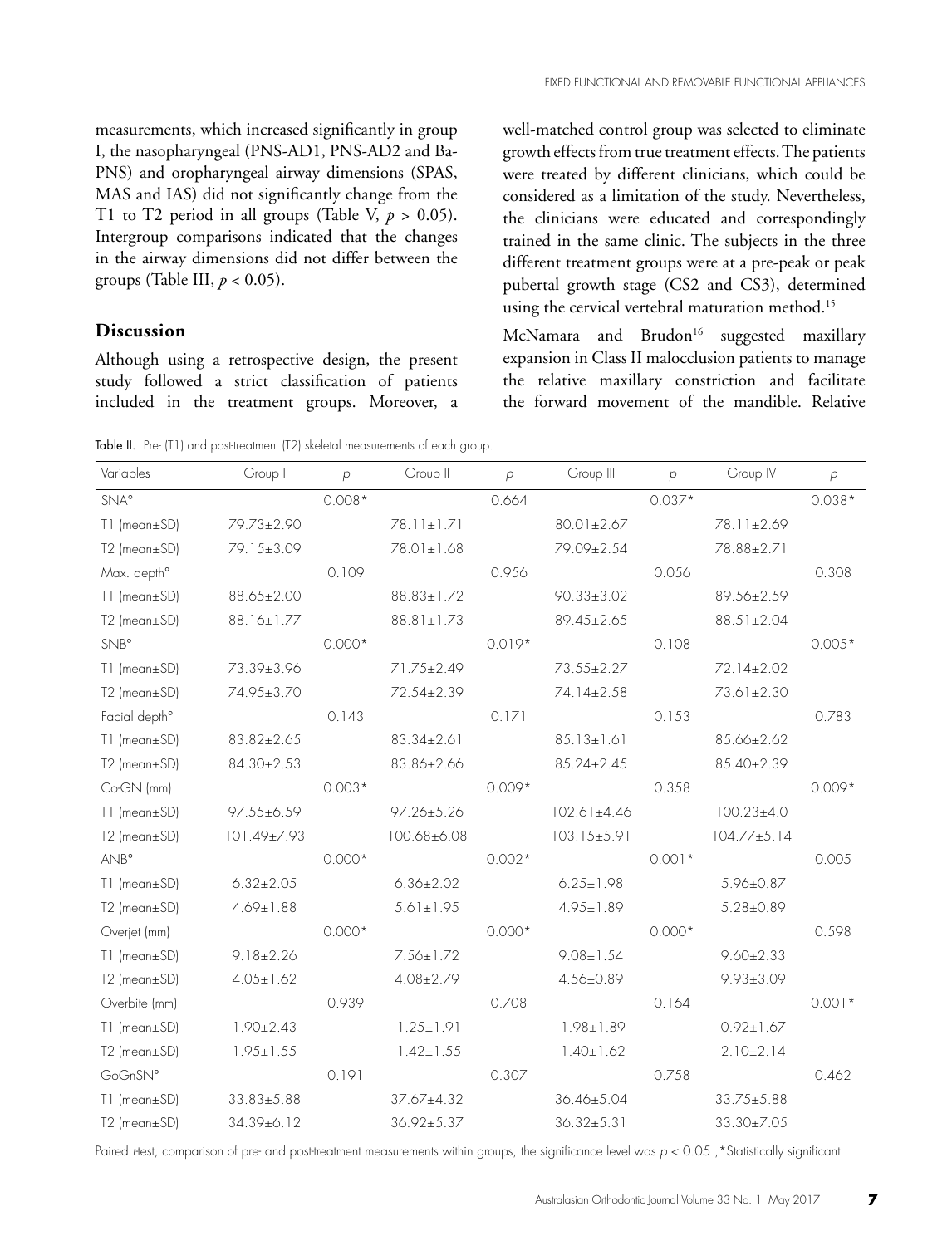measurements, which increased significantly in group I, the nasopharyngeal (PNS-AD1, PNS-AD2 and Ba-PNS) and oropharyngeal airway dimensions (SPAS, MAS and IAS) did not significantly change from the T1 to T2 period in all groups (Table V, $p > 0.05$). Intergroup comparisons indicated that the changes in the airway dimensions did not differ between the groups (Table III, $p < 0.05$).

## Discussion

Although using a retrospective design, the present study followed a strict classification of patients included in the treatment groups. Moreover, a well-matched control group was selected to eliminate growth effects from true treatment effects. The patients were treated by different clinicians, which could be considered as a limitation of the study. Nevertheless, the clinicians were educated and correspondingly trained in the same clinic. The subjects in the three different treatment groups were at a pre-peak or peak pubertal growth stage (CS2 and CS3), determined using the cervical vertebral maturation method.[15]

McNamara and Brudon[16] suggested maxillary expansion in Class II malocclusion patients to manage the relative maxillary constriction and facilitate the forward movement of the mandible. Relative

Table II. Pre- (T1) and post-treatment (T2) skeletal measurements of each group.

| Variables | Group I | p | Group II | p | Group III | p | Group IV | p |
|---|---|---|---|---|---|---|---|---|
| SNA° | | 0.008* | | 0.664 | | 0.037* | | 0.038* |
| T1 (mean±SD) | 79.73±2.90 | | 78.11±1.71 | | 80.01±2.67 | | 78.11±2.69 | |
| T2 (mean±SD) | 79.15±3.09 | | 78.01±1.68 | | 79.09±2.54 | | 78.88±2.71 | |
| Max. depth° | | 0.109 | | 0.956 | | 0.056 | | 0.308 |
| T1 (mean±SD) | 88.65±2.00 | | 88.83±1.72 | | 90.33±3.02 | | 89.56±2.59 | |
| T2 (mean±SD) | 88.16±1.77 | | 88.81±1.73 | | 89.45±2.65 | | 88.51±2.04 | |
| SNB° | | 0.000* | | 0.019* | | 0.108 | | 0.005* |
| T1 (mean±SD) | 73.39±3.96 | | 71.75±2.49 | | 73.55±2.27 | | 72.14±2.02 | |
| T2 (mean±SD) | 74.95±3.70 | | 72.54±2.39 | | 74.14±2.58 | | 73.61±2.30 | |
| Facial depth° | | 0.143 | | 0.171 | | 0.153 | | 0.783 |
| T1 (mean±SD) | 83.82±2.65 | | 83.34±2.61 | | 85.13±1.61 | | 85.66±2.62 | |
| T2 (mean±SD) | 84.30±2.53 | | 83.86±2.66 | | 85.24±2.45 | | 85.40±2.39 | |
| Co-GN (mm) | | 0.003* | | 0.009* | | 0.358 | | 0.009* |
| T1 (mean±SD) | 97.55±6.59 | | 97.26±5.26 | | 102.61±4.46 | | 100.23±4.0 | |
| T2 (mean±SD) | 101.49±7.93 | | 100.68±6.08 | | 103.15±5.91 | | 104.77±5.14 | |
| ANB° | | 0.000* | | 0.002* | | 0.001* | | 0.005 |
| T1 (mean±SD) | 6.32±2.05 | | 6.36±2.02 | | 6.25±1.98 | | 5.96±0.87 | |
| T2 (mean±SD) | 4.69±1.88 | | 5.61±1.95 | | 4.95±1.89 | | 5.28±0.89 | |
| Overjet (mm) | | 0.000* | | 0.000* | | 0.000* | | 0.598 |
| T1 (mean±SD) | 9.18±2.26 | | 7.56±1.72 | | 9.08±1.54 | | 9.60±2.33 | |
| T2 (mean±SD) | 4.05±1.62 | | 4.08±2.79 | | 4.56±0.89 | | 9.93±3.09 | |
| Overbite (mm) | | 0.939 | | 0.708 | | 0.164 | | 0.001* |
| T1 (mean±SD) | 1.90±2.43 | | 1.25±1.91 | | 1.98±1.89 | | 0.92±1.67 | |
| T2 (mean±SD) | 1.95±1.55 | | 1.42±1.55 | | 1.40±1.62 | | 2.10±2.14 | |
| GoGnSN° | | 0.191 | | 0.307 | | 0.758 | | 0.462 |
| T1 (mean±SD) | 33.83±5.88 | | 37.67±4.32 | | 36.46±5.04 | | 33.75±5.88 | |
| T2 (mean±SD) | 34.39±6.12 | | 36.92±5.37 | | 36.32±5.31 | | 33.30±7.05 | |

Paired *t*-test, comparison of pre- and post-treatment measurements within groups, the significance level was $p < 0.05$, *Statistically significant.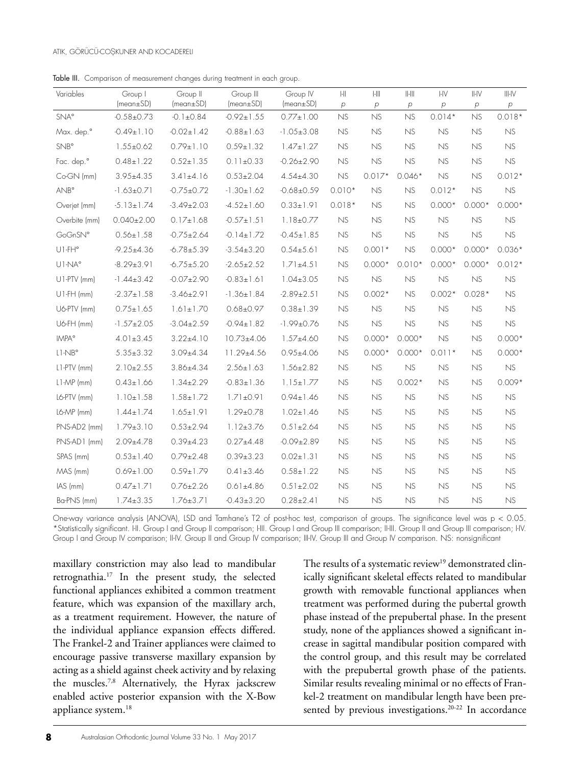**Table III.** Comparison of measurement changes during treatment in each group.

| Variables | Group I (mean±SD) | Group II (mean±SD) | Group III (mean±SD) | Group IV (mean±SD) | I-II *p* | I-III *p* | II-III *p* | I-IV *p* | II-IV *p* | III-IV *p* |
|---|---|---|---|---|---|---|---|---|---|---|
| SNA° | -0.58±0.73 | -0.1±0.84 | -0.92±1.55 | 0.77±1.00 | NS | NS | NS | 0.014* | NS | 0.018* |
| Max. dep.° | -0.49±1.10 | -0.02±1.42 | -0.88±1.63 | -1.05±3.08 | NS | NS | NS | NS | NS | NS |
| SNB° | 1.55±0.62 | 0.79±1.10 | 0.59±1.32 | 1.47±1.27 | NS | NS | NS | NS | NS | NS |
| Fac. dep.° | 0.48±1.22 | 0.52±1.35 | 0.11±0.33 | -0.26±2.90 | NS | NS | NS | NS | NS | NS |
| Co-GN (mm) | 3.95±4.35 | 3.41±4.16 | 0.53±2.04 | 4.54±4.30 | NS | 0.017* | 0.046* | NS | NS | 0.012* |
| ANB° | -1.63±0.71 | -0.75±0.72 | -1.30±1.62 | -0.68±0.59 | 0.010* | NS | NS | 0.012* | NS | NS |
| Overjet (mm) | -5.13±1.74 | -3.49±2.03 | -4.52±1.60 | 0.33±1.91 | 0.018* | NS | NS | 0.000* | 0.000* | 0.000* |
| Overbite (mm) | 0.040±2.00 | 0.17±1.68 | -0.57±1.51 | 1.18±0.77 | NS | NS | NS | NS | NS | NS |
| GoGnSN° | 0.56±1.58 | -0.75±2.64 | -0.14±1.72 | -0.45±1.85 | NS | NS | NS | NS | NS | NS |
| U1-FH° | -9.25±4.36 | -6.78±5.39 | -3.54±3.20 | 0.54±5.61 | NS | 0.001* | NS | 0.000* | 0.000* | 0.036* |
| U1-NA° | -8.29±3.91 | -6.75±5.20 | -2.65±2.52 | 1.71±4.51 | NS | 0.000* | 0.010* | 0.000* | 0.000* | 0.012* |
| U1-PTV (mm) | -1.44±3.42 | -0.07±2.90 | -0.83±1.61 | 1.04±3.05 | NS | NS | NS | NS | NS | NS |
| U1-FH (mm) | -2.37±1.58 | -3.46±2.91 | -1.36±1.84 | -2.89±2.51 | NS | 0.002* | NS | 0.002* | 0.028* | NS |
| U6-PTV (mm) | 0.75±1.65 | 1.61±1.70 | 0.68±0.97 | 0.38±1.39 | NS | NS | NS | NS | NS | NS |
| U6-FH (mm) | -1.57±2.05 | -3.04±2.59 | -0.94±1.82 | -1.99±0.76 | NS | NS | NS | NS | NS | NS |
| IMPA° | 4.01±3.45 | 3.22±4.10 | 10.73±4.06 | 1.57±4.60 | NS | 0.000* | 0.000* | NS | NS | 0.000* |
| L1-NB° | 5.35±3.32 | 3.09±4.34 | 11.29±4.56 | 0.95±4.06 | NS | 0.000* | 0.000* | 0.011* | NS | 0.000* |
| L1-PTV (mm) | 2.10±2.55 | 3.86±4.34 | 2.56±1.63 | 1.56±2.82 | NS | NS | NS | NS | NS | NS |
| L1-MP (mm) | 0.43±1.66 | 1.34±2.29 | -0.83±1.36 | 1.15±1.77 | NS | NS | 0.002* | NS | NS | 0.009* |
| L6-PTV (mm) | 1.10±1.58 | 1.58±1.72 | 1.71±0.91 | 0.94±1.46 | NS | NS | NS | NS | NS | NS |
| L6-MP (mm) | 1.44±1.74 | 1.65±1.91 | 1.29±0.78 | 1.02±1.46 | NS | NS | NS | NS | NS | NS |
| PNS-AD2 (mm) | 1.79±3.10 | 0.53±2.94 | 1.12±3.76 | 0.51±2.64 | NS | NS | NS | NS | NS | NS |
| PNS-AD1 (mm) | 2.09±4.78 | 0.39±4.23 | 0.27±4.48 | -0.09±2.89 | NS | NS | NS | NS | NS | NS |
| SPAS (mm) | 0.53±1.40 | 0.79±2.48 | 0.39±3.23 | 0.02±1.31 | NS | NS | NS | NS | NS | NS |
| MAS (mm) | 0.69±1.00 | 0.59±1.79 | 0.41±3.46 | 0.58±1.22 | NS | NS | NS | NS | NS | NS |
| IAS (mm) | 0.47±1.71 | 0.76±2.26 | 0.61±4.86 | 0.51±2.02 | NS | NS | NS | NS | NS | NS |
| Ba-PNS (mm) | 1.74±3.35 | 1.76±3.71 | -0.43±3.20 | 0.28±2.41 | NS | NS | NS | NS | NS | NS |

One-way variance analysis (ANOVA), LSD and Tamhane's T2 of post-hoc test, comparison of groups. The significance level was $p < 0.05$. *Statistically significant. I-II. Group I and Group II comparison; I-III. Group I and Group III comparison; II-III. Group II and Group III comparison; I-IV. Group I and Group IV comparison; II-IV. Group II and Group IV comparison; III-IV. Group III and Group IV comparison. NS: nonsignificant

maxillary constriction may also lead to mandibular retrognathia.[17] In the present study, the selected functional appliances exhibited a common treatment feature, which was expansion of the maxillary arch, as a treatment requirement. However, the nature of the individual appliance expansion effects differed. The Frankel-2 and Trainer appliances were claimed to encourage passive transverse maxillary expansion by acting as a shield against cheek activity and by relaxing the muscles.[7,8] Alternatively, the Hyrax jackscrew enabled active posterior expansion with the X-Bow appliance system.[18]

The results of a systematic review[19] demonstrated clinically significant skeletal effects related to mandibular growth with removable functional appliances when treatment was performed during the pubertal growth phase instead of the prepubertal phase. In the present study, none of the appliances showed a significant increase in sagittal mandibular position compared with the control group, and this result may be correlated with the prepubertal growth phase of the patients. Similar results revealing minimal or no effects of Frankel-2 treatment on mandibular length have been presented by previous investigations.[20-22] In accordance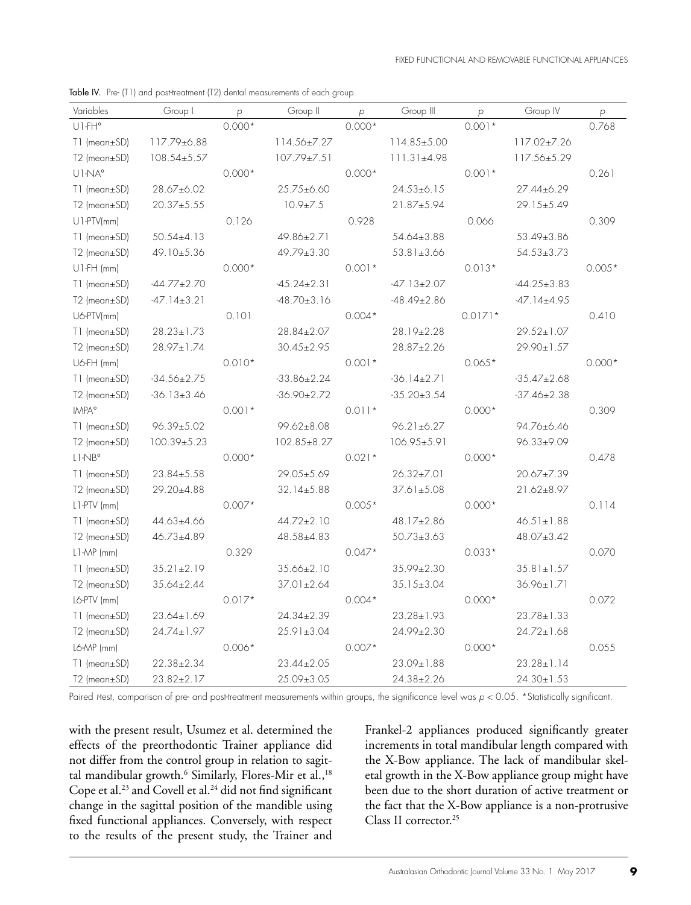Table IV. Pre- (T1) and post-treatment (T2) dental measurements of each group.

| Variables | Group I | *p* | Group II | *p* | Group III | *p* | Group IV | *p* |
|---|---|---|---|---|---|---|---|---|
| U1-FH° | | 0.000* | | 0.000* | | 0.001* | | 0.768 |
| T1 (mean±SD) | 117.79±6.88 | | 114.56±7.27 | | 114.85±5.00 | | 117.02±7.26 | |
| T2 (mean±SD) | 108.54±5.57 | | 107.79±7.51 | | 111.31±4.98 | | 117.56±5.29 | |
| U1-NA° | | 0.000* | | 0.000* | | 0.001* | | 0.261 |
| T1 (mean±SD) | 28.67±6.02 | | 25.75±6.60 | | 24.53±6.15 | | 27.44±6.29 | |
| T2 (mean±SD) | 20.37±5.55 | | 10.9±7.5 | | 21.87±5.94 | | 29.15±5.49 | |
| U1-PTV(mm) | | 0.126 | | 0.928 | | 0.066 | | 0.309 |
| T1 (mean±SD) | 50.54±4.13 | | 49.86±2.71 | | 54.64±3.88 | | 53.49±3.86 | |
| T2 (mean±SD) | 49.10±5.36 | | 49.79±3.30 | | 53.81±3.66 | | 54.53±3.73 | |
| U1-FH (mm) | | 0.000* | | 0.001* | | 0.013* | | 0.005* |
| T1 (mean±SD) | -44.77±2.70 | | -45.24±2.31 | | -47.13±2.07 | | -44.25±3.83 | |
| T2 (mean±SD) | -47.14±3.21 | | -48.70±3.16 | | -48.49±2.86 | | -47.14±4.95 | |
| U6-PTV(mm) | | 0.101 | | 0.004* | | 0.0171* | | 0.410 |
| T1 (mean±SD) | 28.23±1.73 | | 28.84±2.07 | | 28.19±2.28 | | 29.52±1.07 | |
| T2 (mean±SD) | 28.97±1.74 | | 30.45±2.95 | | 28.87±2.26 | | 29.90±1.57 | |
| U6-FH (mm) | | 0.010* | | 0.001* | | 0.065* | | 0.000* |
| T1 (mean±SD) | -34.56±2.75 | | -33.86±2.24 | | -36.14±2.71 | | -35.47±2.68 | |
| T2 (mean±SD) | -36.13±3.46 | | -36.90±2.72 | | -35.20±3.54 | | -37.46±2.38 | |
| IMPA° | | 0.001* | | 0.011* | | 0.000* | | 0.309 |
| T1 (mean±SD) | 96.39±5.02 | | 99.62±8.08 | | 96.21±6.27 | | 94.76±6.46 | |
| T2 (mean±SD) | 100.39±5.23 | | 102.85±8.27 | | 106.95±5.91 | | 96.33±9.09 | |
| L1-NB° | | 0.000* | | 0.021* | | 0.000* | | 0.478 |
| T1 (mean±SD) | 23.84±5.58 | | 29.05±5.69 | | 26.32±7.01 | | 20.67±7.39 | |
| T2 (mean±SD) | 29.20±4.88 | | 32.14±5.88 | | 37.61±5.08 | | 21.62±8.97 | |
| L1-PTV (mm) | | 0.007* | | 0.005* | | 0.000* | | 0.114 |
| T1 (mean±SD) | 44.63±4.66 | | 44.72±2.10 | | 48.17±2.86 | | 46.51±1.88 | |
| T2 (mean±SD) | 46.73±4.89 | | 48.58±4.83 | | 50.73±3.63 | | 48.07±3.42 | |
| L1-MP (mm) | | 0.329 | | 0.047* | | 0.033* | | 0.070 |
| T1 (mean±SD) | 35.21±2.19 | | 35.66±2.10 | | 35.99±2.30 | | 35.81±1.57 | |
| T2 (mean±SD) | 35.64±2.44 | | 37.01±2.64 | | 35.15±3.04 | | 36.96±1.71 | |
| L6-PTV (mm) | | 0.017* | | 0.004* | | 0.000* | | 0.072 |
| T1 (mean±SD) | 23.64±1.69 | | 24.34±2.39 | | 23.28±1.93 | | 23.78±1.33 | |
| T2 (mean±SD) | 24.74±1.97 | | 25.91±3.04 | | 24.99±2.30 | | 24.72±1.68 | |
| L6-MP (mm) | | 0.006* | | 0.007* | | 0.000* | | 0.055 |
| T1 (mean±SD) | 22.38±2.34 | | 23.44±2.05 | | 23.09±1.88 | | 23.28±1.14 | |
| T2 (mean±SD) | 23.82±2.17 | | 25.09±3.05 | | 24.38±2.26 | | 24.30±1.53 | |

Paired *t*-test, comparison of pre- and post-treatment measurements within groups, the significance level was $p < 0.05$. *Statistically significant.

with the present result, Usumez et al. determined the effects of the preorthodontic Trainer appliance did not differ from the control group in relation to sagittal mandibular growth.[6] Similarly, Flores-Mir et al.,[18] Cope et al.[23] and Covell et al.[24] did not find significant change in the sagittal position of the mandible using fixed functional appliances. Conversely, with respect to the results of the present study, the Trainer and Frankel-2 appliances produced significantly greater increments in total mandibular length compared with the X-Bow appliance. The lack of mandibular skeletal growth in the X-Bow appliance group might have been due to the short duration of active treatment or the fact that the X-Bow appliance is a non-protrusive Class II corrector.[25]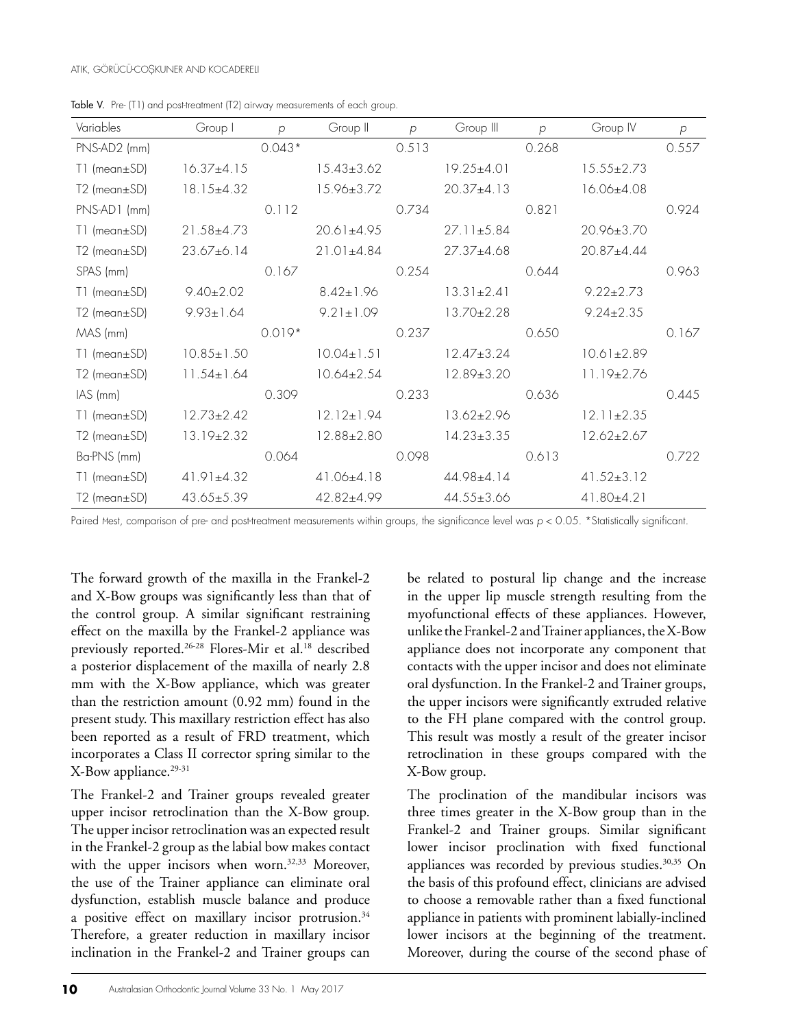Table V. Pre- (T1) and post-treatment (T2) airway measurements of each group.

| Variables | Group I | *p* | Group II | *p* | Group III | *p* | Group IV | *p* |
|---|---|---|---|---|---|---|---|---|
| PNS-AD2 (mm) | | 0.043* | | 0.513 | | 0.268 | | 0.557 |
| T1 (mean±SD) | 16.37±4.15 | | 15.43±3.62 | | 19.25±4.01 | | 15.55±2.73 | |
| T2 (mean±SD) | 18.15±4.32 | | 15.96±3.72 | | 20.37±4.13 | | 16.06±4.08 | |
| PNS-AD1 (mm) | | 0.112 | | 0.734 | | 0.821 | | 0.924 |
| T1 (mean±SD) | 21.58±4.73 | | 20.61±4.95 | | 27.11±5.84 | | 20.96±3.70 | |
| T2 (mean±SD) | 23.67±6.14 | | 21.01±4.84 | | 27.37±4.68 | | 20.87±4.44 | |
| SPAS (mm) | | 0.167 | | 0.254 | | 0.644 | | 0.963 |
| T1 (mean±SD) | 9.40±2.02 | | 8.42±1.96 | | 13.31±2.41 | | 9.22±2.73 | |
| T2 (mean±SD) | 9.93±1.64 | | 9.21±1.09 | | 13.70±2.28 | | 9.24±2.35 | |
| MAS (mm) | | 0.019* | | 0.237 | | 0.650 | | 0.167 |
| T1 (mean±SD) | 10.85±1.50 | | 10.04±1.51 | | 12.47±3.24 | | 10.61±2.89 | |
| T2 (mean±SD) | 11.54±1.64 | | 10.64±2.54 | | 12.89±3.20 | | 11.19±2.76 | |
| IAS (mm) | | 0.309 | | 0.233 | | 0.636 | | 0.445 |
| T1 (mean±SD) | 12.73±2.42 | | 12.12±1.94 | | 13.62±2.96 | | 12.11±2.35 | |
| T2 (mean±SD) | 13.19±2.32 | | 12.88±2.80 | | 14.23±3.35 | | 12.62±2.67 | |
| Ba-PNS (mm) | | 0.064 | | 0.098 | | 0.613 | | 0.722 |
| T1 (mean±SD) | 41.91±4.32 | | 41.06±4.18 | | 44.98±4.14 | | 41.52±3.12 | |
| T2 (mean±SD) | 43.65±5.39 | | 42.82±4.99 | | 44.55±3.66 | | 41.80±4.21 | |

Paired *t*-test, comparison of pre- and post-treatment measurements within groups, the significance level was $p < 0.05$. *Statistically significant.

The forward growth of the maxilla in the Frankel-2 and X-Bow groups was significantly less than that of the control group. A similar significant restraining effect on the maxilla by the Frankel-2 appliance was previously reported.[26-28] Flores-Mir et al.[18] described a posterior displacement of the maxilla of nearly 2.8 mm with the X-Bow appliance, which was greater than the restriction amount (0.92 mm) found in the present study. This maxillary restriction effect has also been reported as a result of FRD treatment, which incorporates a Class II corrector spring similar to the X-Bow appliance.[29-31]

The Frankel-2 and Trainer groups revealed greater upper incisor retroclination than the X-Bow group. The upper incisor retroclination was an expected result in the Frankel-2 group as the labial bow makes contact with the upper incisors when worn.[32,33] Moreover, the use of the Trainer appliance can eliminate oral dysfunction, establish muscle balance and produce a positive effect on maxillary incisor protrusion.[34] Therefore, a greater reduction in maxillary incisor inclination in the Frankel-2 and Trainer groups can be related to postural lip change and the increase in the upper lip muscle strength resulting from the myofunctional effects of these appliances. However, unlike the Frankel-2 and Trainer appliances, the X-Bow appliance does not incorporate any component that contacts with the upper incisor and does not eliminate oral dysfunction. In the Frankel-2 and Trainer groups, the upper incisors were significantly extruded relative to the FH plane compared with the control group. This result was mostly a result of the greater incisor retroclination in these groups compared with the X-Bow group.

The proclination of the mandibular incisors was three times greater in the X-Bow group than in the Frankel-2 and Trainer groups. Similar significant lower incisor proclination with fixed functional appliances was recorded by previous studies.[30,35] On the basis of this profound effect, clinicians are advised to choose a removable rather than a fixed functional appliance in patients with prominent labially-inclined lower incisors at the beginning of the treatment. Moreover, during the course of the second phase of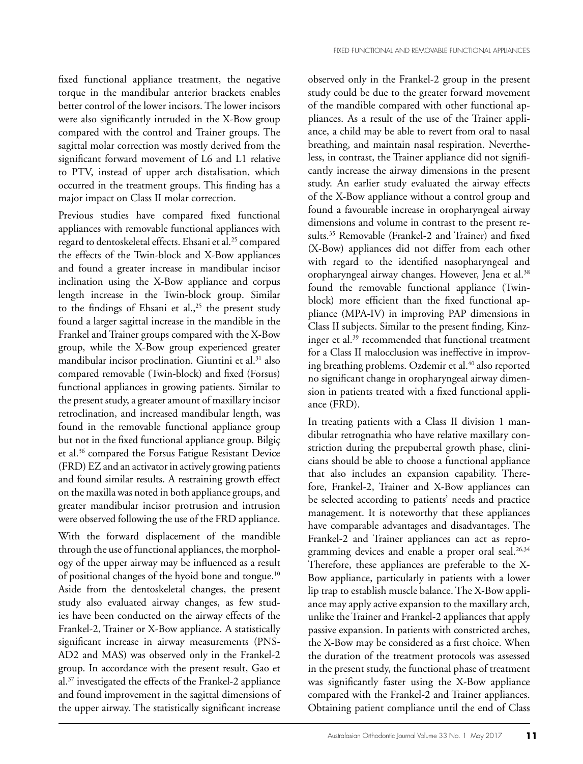fixed functional appliance treatment, the negative torque in the mandibular anterior brackets enables better control of the lower incisors. The lower incisors were also significantly intruded in the X-Bow group compared with the control and Trainer groups. The sagittal molar correction was mostly derived from the significant forward movement of L6 and L1 relative to PTV, instead of upper arch distalisation, which occurred in the treatment groups. This finding has a major impact on Class II molar correction.

Previous studies have compared fixed functional appliances with removable functional appliances with regard to dentoskeletal effects. Ehsani et al.[25] compared the effects of the Twin-block and X-Bow appliances and found a greater increase in mandibular incisor inclination using the X-Bow appliance and corpus length increase in the Twin-block group. Similar to the findings of Ehsani et al.,[25] the present study found a larger sagittal increase in the mandible in the Frankel and Trainer groups compared with the X-Bow group, while the X-Bow group experienced greater mandibular incisor proclination. Giuntini et al.[31] also compared removable (Twin-block) and fixed (Forsus) functional appliances in growing patients. Similar to the present study, a greater amount of maxillary incisor retroclination, and increased mandibular length, was found in the removable functional appliance group but not in the fixed functional appliance group. Bilgiç et al.[36] compared the Forsus Fatigue Resistant Device (FRD) EZ and an activator in actively growing patients and found similar results. A restraining growth effect on the maxilla was noted in both appliance groups, and greater mandibular incisor protrusion and intrusion were observed following the use of the FRD appliance.

With the forward displacement of the mandible through the use of functional appliances, the morphology of the upper airway may be influenced as a result of positional changes of the hyoid bone and tongue.[10] Aside from the dentoskeletal changes, the present study also evaluated airway changes, as few studies have been conducted on the airway effects of the Frankel-2, Trainer or X-Bow appliance. A statistically significant increase in airway measurements (PNS-AD2 and MAS) was observed only in the Frankel-2 group. In accordance with the present result, Gao et al.[37] investigated the effects of the Frankel-2 appliance and found improvement in the sagittal dimensions of the upper airway. The statistically significant increase observed only in the Frankel-2 group in the present study could be due to the greater forward movement of the mandible compared with other functional appliances. As a result of the use of the Trainer appliance, a child may be able to revert from oral to nasal breathing, and maintain nasal respiration. Nevertheless, in contrast, the Trainer appliance did not significantly increase the airway dimensions in the present study. An earlier study evaluated the airway effects of the X-Bow appliance without a control group and found a favourable increase in oropharyngeal airway dimensions and volume in contrast to the present results.[35] Removable (Frankel-2 and Trainer) and fixed (X-Bow) appliances did not differ from each other with regard to the identified nasopharyngeal and oropharyngeal airway changes. However, Jena et al.[38] found the removable functional appliance (Twin-block) more efficient than the fixed functional appliance (MPA-IV) in improving PAP dimensions in Class II subjects. Similar to the present finding, Kinzinger et al.[39] recommended that functional treatment for a Class II malocclusion was ineffective in improving breathing problems. Ozdemir et al.[40] also reported no significant change in oropharyngeal airway dimension in patients treated with a fixed functional appliance (FRD).

In treating patients with a Class II division 1 mandibular retrognathia who have relative maxillary constriction during the prepubertal growth phase, clinicians should be able to choose a functional appliance that also includes an expansion capability. Therefore, Frankel-2, Trainer and X-Bow appliances can be selected according to patients' needs and practice management. It is noteworthy that these appliances have comparable advantages and disadvantages. The Frankel-2 and Trainer appliances can act as reprogramming devices and enable a proper oral seal.[26,34] Therefore, these appliances are preferable to the X-Bow appliance, particularly in patients with a lower lip trap to establish muscle balance. The X-Bow appliance may apply active expansion to the maxillary arch, unlike the Trainer and Frankel-2 appliances that apply passive expansion. In patients with constricted arches, the X-Bow may be considered as a first choice. When the duration of the treatment protocols was assessed in the present study, the functional phase of treatment was significantly faster using the X-Bow appliance compared with the Frankel-2 and Trainer appliances. Obtaining patient compliance until the end of Class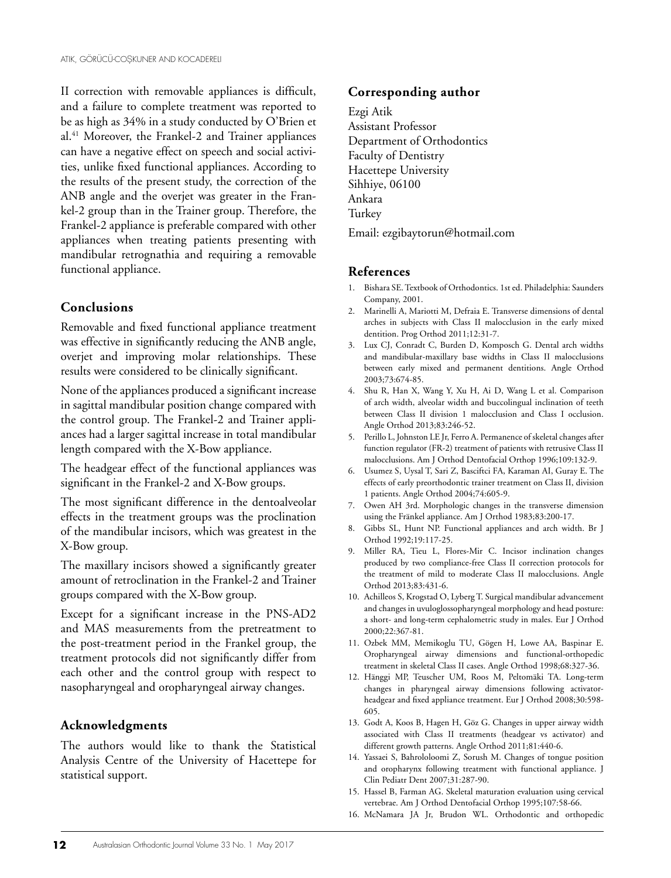II correction with removable appliances is difficult, and a failure to complete treatment was reported to be as high as 34% in a study conducted by O'Brien et al.[41] Moreover, the Frankel-2 and Trainer appliances can have a negative effect on speech and social activities, unlike fixed functional appliances. According to the results of the present study, the correction of the ANB angle and the overjet was greater in the Frankel-2 group than in the Trainer group. Therefore, the Frankel-2 appliance is preferable compared with other appliances when treating patients presenting with mandibular retrognathia and requiring a removable functional appliance.

## Conclusions

Removable and fixed functional appliance treatment was effective in significantly reducing the ANB angle, overjet and improving molar relationships. These results were considered to be clinically significant.

None of the appliances produced a significant increase in sagittal mandibular position change compared with the control group. The Frankel-2 and Trainer appliances had a larger sagittal increase in total mandibular length compared with the X-Bow appliance.

The headgear effect of the functional appliances was significant in the Frankel-2 and X-Bow groups.

The most significant difference in the dentoalveolar effects in the treatment groups was the proclination of the mandibular incisors, which was greatest in the X-Bow group.

The maxillary incisors showed a significantly greater amount of retroclination in the Frankel-2 and Trainer groups compared with the X-Bow group.

Except for a significant increase in the PNS-AD2 and MAS measurements from the pretreatment to the post-treatment period in the Frankel group, the treatment protocols did not significantly differ from each other and the control group with respect to nasopharyngeal and oropharyngeal airway changes.

## Acknowledgments

The authors would like to thank the Statistical Analysis Centre of the University of Hacettepe for statistical support.

## Corresponding author

Ezgi Atik
Assistant Professor
Department of Orthodontics
Faculty of Dentistry
Hacettepe University
Sihhiye, 06100
Ankara
Turkey

Email: ezgibaytorun@hotmail.com

## References

1. Bishara SE. Textbook of Orthodontics. 1st ed. Philadelphia: Saunders Company, 2001.
2. Marinelli A, Mariotti M, Defraia E. Transverse dimensions of dental arches in subjects with Class II malocclusion in the early mixed dentition. Prog Orthod 2011;12:31-7.
3. Lux CJ, Conradt C, Burden D, Komposch G. Dental arch widths and mandibular-maxillary base widths in Class II malocclusions between early mixed and permanent dentitions. Angle Orthod 2003;73:674-85.
4. Shu R, Han X, Wang Y, Xu H, Ai D, Wang L et al. Comparison of arch width, alveolar width and buccolingual inclination of teeth between Class II division 1 malocclusion and Class I occlusion. Angle Orthod 2013;83:246-52.
5. Perillo L, Johnston LE Jr, Ferro A. Permanence of skeletal changes after function regulator (FR-2) treatment of patients with retrusive Class II malocclusions. Am J Orthod Dentofacial Orthop 1996;109:132-9.
6. Usumez S, Uysal T, Sari Z, Basciftci FA, Karaman AI, Guray E. The effects of early preorthodontic trainer treatment on Class II, division 1 patients. Angle Orthod 2004;74:605-9.
7. Owen AH 3rd. Morphologic changes in the transverse dimension using the Fränkel appliance. Am J Orthod 1983;83:200-17.
8. Gibbs SL, Hunt NP. Functional appliances and arch width. Br J Orthod 1992;19:117-25.
9. Miller RA, Tieu L, Flores-Mir C. Incisor inclination changes produced by two compliance-free Class II correction protocols for the treatment of mild to moderate Class II malocclusions. Angle Orthod 2013;83:431-6.
10. Achilleos S, Krogstad O, Lyberg T. Surgical mandibular advancement and changes in uvuloglossopharyngeal morphology and head posture: a short- and long-term cephalometric study in males. Eur J Orthod 2000;22:367-81.
11. Ozbek MM, Memikoglu TU, Gögen H, Lowe AA, Baspinar E. Oropharyngeal airway dimensions and functional-orthopedic treatment in skeletal Class II cases. Angle Orthod 1998;68:327-36.
12. Hänggi MP, Teuscher UM, Roos M, Peltomäki TA. Long-term changes in pharyngeal airway dimensions following activator-headgear and fixed appliance treatment. Eur J Orthod 2008;30:598-605.
13. Godt A, Koos B, Hagen H, Göz G. Changes in upper airway width associated with Class II treatments (headgear vs activator) and different growth patterns. Angle Orthod 2011;81:440-6.
14. Yassaei S, Bahrololoomi Z, Sorush M. Changes of tongue position and oropharynx following treatment with functional appliance. J Clin Pediatr Dent 2007;31:287-90.
15. Hassel B, Farman AG. Skeletal maturation evaluation using cervical vertebrae. Am J Orthod Dentofacial Orthop 1995;107:58-66.
16. McNamara JA Jr, Brudon WL. Orthodontic and orthopedic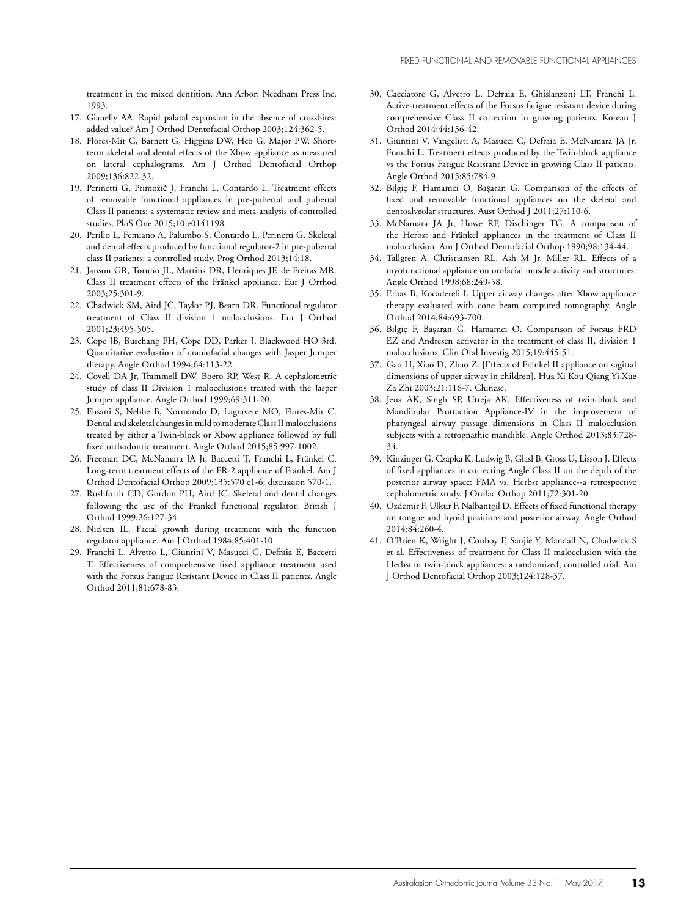treatment in the mixed dentition. Ann Arbor: Needham Press Inc, 1993.

17. Gianelly AA. Rapid palatal expansion in the absence of crossbites: added value? Am J Orthod Dentofacial Orthop 2003;124:362-5.
18. Flores-Mir C, Barnett G, Higgins DW, Heo G, Major PW. Short-term skeletal and dental effects of the Xbow appliance as measured on lateral cephalograms. Am J Orthod Dentofacial Orthop 2009;136:822-32.
19. Perinetti G, Primožič J, Franchi L, Contardo L. Treatment effects of removable functional appliances in pre-pubertal and pubertal Class II patients: a systematic review and meta-analysis of controlled studies. PloS One 2015;10:e0141198.
20. Perillo L, Femiano A, Palumbo S, Contardo L, Perinetti G. Skeletal and dental effects produced by functional regulator-2 in pre-pubertal class II patients: a controlled study. Prog Orthod 2013;14:18.
21. Janson GR, Toruño JL, Martins DR, Henriques JF, de Freitas MR. Class II treatment effects of the Fränkel appliance. Eur J Orthod 2003;25:301-9.
22. Chadwick SM, Aird JC, Taylor PJ, Bearn DR. Functional regulator treatment of Class II division 1 malocclusions. Eur J Orthod 2001;23:495-505.
23. Cope JB, Buschang PH, Cope DD, Parker J, Blackwood HO 3rd. Quantitative evaluation of craniofacial changes with Jasper Jumper therapy. Angle Orthod 1994;64:113-22.
24. Covell DA Jr, Trammell DW, Boero RP, West R. A cephalometric study of class II Division 1 malocclusions treated with the Jasper Jumper appliance. Angle Orthod 1999;69:311-20.
25. Ehsani S, Nebbe B, Normando D, Lagravere MO, Flores-Mir C. Dental and skeletal changes in mild to moderate Class II malocclusions treated by either a Twin-block or Xbow appliance followed by full fixed orthodontic treatment. Angle Orthod 2015;85:997-1002.
26. Freeman DC, McNamara JA Jr, Baccetti T, Franchi L, Fränkel C. Long-term treatment effects of the FR-2 appliance of Fränkel. Am J Orthod Dentofacial Orthop 2009;135:570 e1-6; discussion 570-1.
27. Rushforth CD, Gordon PH, Aird JC. Skeletal and dental changes following the use of the Frankel functional regulator. British J Orthod 1999;26:127-34.
28. Nielsen IL. Facial growth during treatment with the function regulator appliance. Am J Orthod 1984;85:401-10.
29. Franchi L, Alvetro L, Giuntini V, Masucci C, Defraia E, Baccetti T. Effectiveness of comprehensive fixed appliance treatment used with the Forsus Fatigue Resistant Device in Class II patients. Angle Orthod 2011;81:678-83.
30. Cacciatore G, Alvetro L, Defraia E, Ghislanzoni LT, Franchi L. Active-treatment effects of the Forsus fatigue resistant device during comprehensive Class II correction in growing patients. Korean J Orthod 2014;44:136-42.
31. Giuntini V, Vangelisti A, Masucci C, Defraia E, McNamara JA Jr, Franchi L. Treatment effects produced by the Twin-block appliance vs the Forsus Fatigue Resistant Device in growing Class II patients. Angle Orthod 2015;85:784-9.
32. Bilgiç F, Hamamci O, Başaran G. Comparison of the effects of fixed and removable functional appliances on the skeletal and dentoalveolar structures. Aust Orthod J 2011;27:110-6.
33. McNamara JA Jr, Howe RP, Dischinger TG. A comparison of the Herbst and Fränkel appliances in the treatment of Class II malocclusion. Am J Orthod Dentofacial Orthop 1990;98:134-44.
34. Tallgren A, Christiansen RL, Ash M Jr, Miller RL. Effects of a myofunctional appliance on orofacial muscle activity and structures. Angle Orthod 1998;68:249-58.
35. Erbas B, Kocadereli I. Upper airway changes after Xbow appliance therapy evaluated with cone beam computed tomography. Angle Orthod 2014;84:693-700.
36. Bilgiç F, Başaran G, Hamamci O. Comparison of Forsus FRD EZ and Andresen activator in the treatment of class II, division 1 malocclusions. Clin Oral Investig 2015;19:445-51.
37. Gao H, Xiao D, Zhao Z. [Effects of Fränkel II appliance on sagittal dimensions of upper airway in children]. Hua Xi Kou Qiang Yi Xue Za Zhi 2003;21:116-7. Chinese.
38. Jena AK, Singh SP, Utreja AK. Effectiveness of twin-block and Mandibular Protraction Appliance-IV in the improvement of pharyngeal airway passage dimensions in Class II malocclusion subjects with a retrognathic mandible. Angle Orthod 2013;83:728-34.
39. Kinzinger G, Czapka K, Ludwig B, Glasl B, Gross U, Lisson J. Effects of fixed appliances in correcting Angle Class II on the depth of the posterior airway space: FMA vs. Herbst appliance--a retrospective cephalometric study. J Orofac Orthop 2011;72:301-20.
40. Ozdemir F, Ulkur F, Nalbantgil D. Effects of fixed functional therapy on tongue and hyoid positions and posterior airway. Angle Orthod 2014;84:260-4.
41. O'Brien K, Wright J, Conboy F, Sanjie Y, Mandall N, Chadwick S et al. Effectiveness of treatment for Class II malocclusion with the Herbst or twin-block appliances: a randomized, controlled trial. Am J Orthod Dentofacial Orthop 2003;124:128-37.